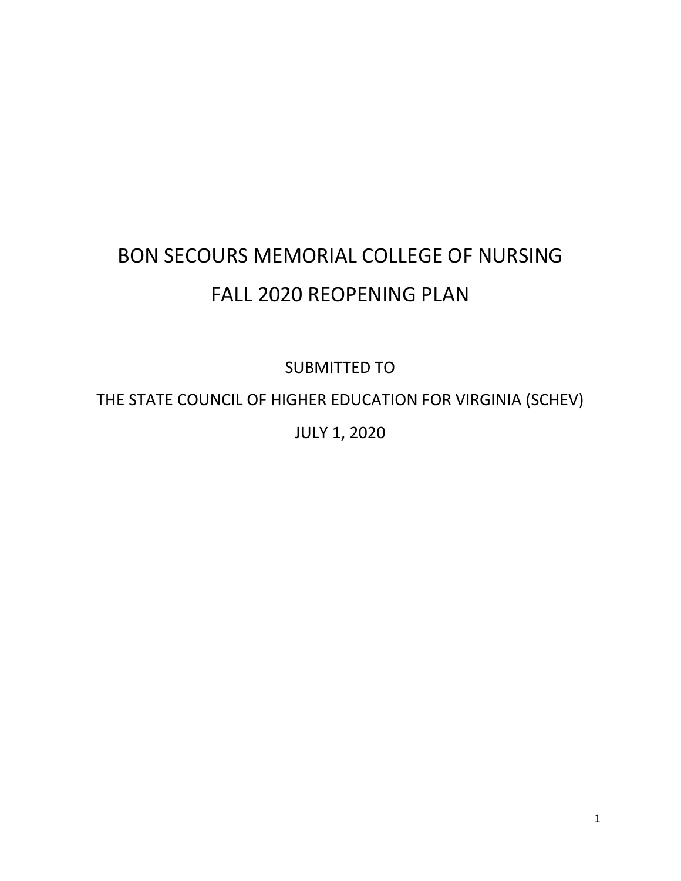# BON SECOURS MEMORIAL COLLEGE OF NURSING

# FALL 2020 REOPENING PLAN

SUBMITTED TO

THE STATE COUNCIL OF HIGHER EDUCATION FOR VIRGINIA (SCHEV)

JULY 1, 2020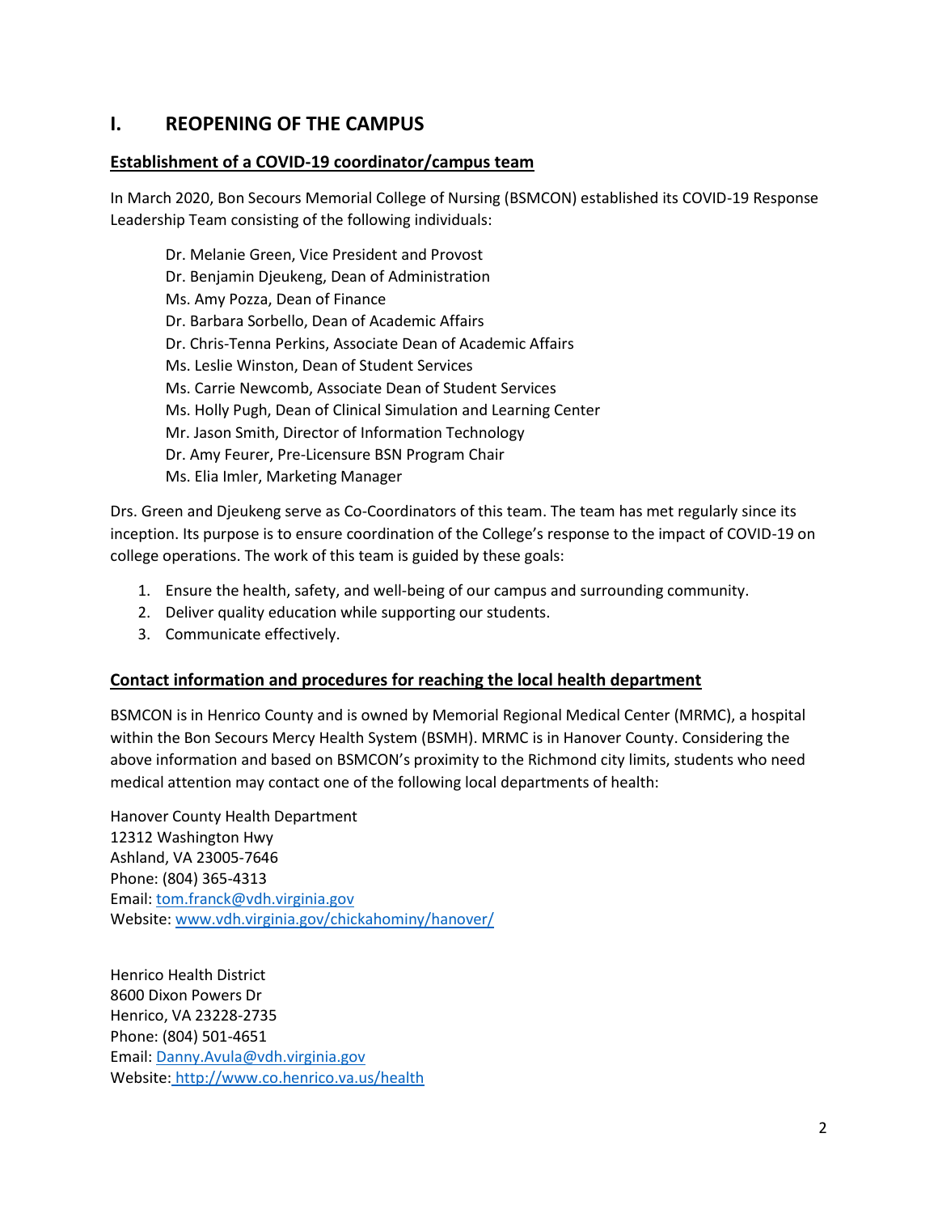# I. REOPENING OF THE CAMPUS

## Establishment of a COVID-19 coordinator/campus team

In March 2020, Bon Secours Memorial College of Nursing (BSMCON) established its COVID-19 Response Leadership Team consisting of the following individuals:

Dr. Melanie Green, Vice President and Provost
Dr. Benjamin Djeukeng, Dean of Administration
Ms. Amy Pozza, Dean of Finance
Dr. Barbara Sorbello, Dean of Academic Affairs
Dr. Chris-Tenna Perkins, Associate Dean of Academic Affairs
Ms. Leslie Winston, Dean of Student Services
Ms. Carrie Newcomb, Associate Dean of Student Services
Ms. Holly Pugh, Dean of Clinical Simulation and Learning Center
Mr. Jason Smith, Director of Information Technology
Dr. Amy Feurer, Pre-Licensure BSN Program Chair
Ms. Elia Imler, Marketing Manager

Drs. Green and Djeukeng serve as Co-Coordinators of this team. The team has met regularly since its inception. Its purpose is to ensure coordination of the College's response to the impact of COVID-19 on college operations. The work of this team is guided by these goals:

1. Ensure the health, safety, and well-being of our campus and surrounding community.
2. Deliver quality education while supporting our students.
3. Communicate effectively.

## Contact information and procedures for reaching the local health department

BSMCON is in Henrico County and is owned by Memorial Regional Medical Center (MRMC), a hospital within the Bon Secours Mercy Health System (BSMH). MRMC is in Hanover County. Considering the above information and based on BSMCON's proximity to the Richmond city limits, students who need medical attention may contact one of the following local departments of health:

Hanover County Health Department
12312 Washington Hwy
Ashland, VA 23005-7646
Phone: (804) 365-4313
Email: tom.franck@vdh.virginia.gov
Website: www.vdh.virginia.gov/chickahominy/hanover/

Henrico Health District
8600 Dixon Powers Dr
Henrico, VA 23228-2735
Phone: (804) 501-4651
Email: Danny.Avula@vdh.virginia.gov
Website: http://www.co.henrico.va.us/health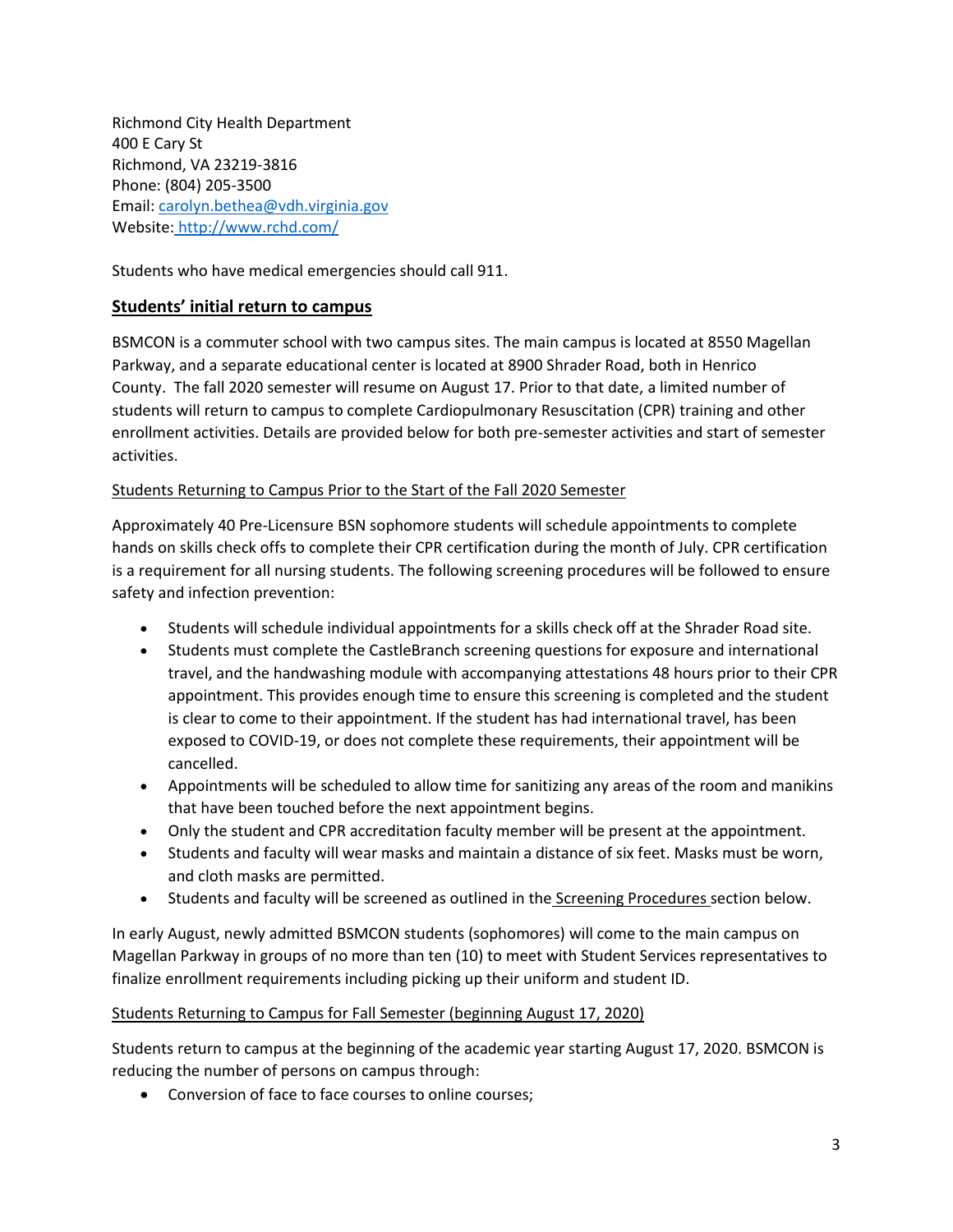Richmond City Health Department
400 E Cary St
Richmond, VA 23219-3816
Phone: (804) 205-3500
Email: carolyn.bethea@vdh.virginia.gov
Website: http://www.rchd.com/

Students who have medical emergencies should call 911.

## Students' initial return to campus

BSMCON is a commuter school with two campus sites. The main campus is located at 8550 Magellan Parkway, and a separate educational center is located at 8900 Shrader Road, both in Henrico County. The fall 2020 semester will resume on August 17. Prior to that date, a limited number of students will return to campus to complete Cardiopulmonary Resuscitation (CPR) training and other enrollment activities. Details are provided below for both pre-semester activities and start of semester activities.

### Students Returning to Campus Prior to the Start of the Fall 2020 Semester

Approximately 40 Pre-Licensure BSN sophomore students will schedule appointments to complete hands on skills check offs to complete their CPR certification during the month of July. CPR certification is a requirement for all nursing students. The following screening procedures will be followed to ensure safety and infection prevention:

- Students will schedule individual appointments for a skills check off at the Shrader Road site.
- Students must complete the CastleBranch screening questions for exposure and international travel, and the handwashing module with accompanying attestations 48 hours prior to their CPR appointment. This provides enough time to ensure this screening is completed and the student is clear to come to their appointment. If the student has had international travel, has been exposed to COVID-19, or does not complete these requirements, their appointment will be cancelled.
- Appointments will be scheduled to allow time for sanitizing any areas of the room and manikins that have been touched before the next appointment begins.
- Only the student and CPR accreditation faculty member will be present at the appointment.
- Students and faculty will wear masks and maintain a distance of six feet. Masks must be worn, and cloth masks are permitted.
- Students and faculty will be screened as outlined in the Screening Procedures section below.

In early August, newly admitted BSMCON students (sophomores) will come to the main campus on Magellan Parkway in groups of no more than ten (10) to meet with Student Services representatives to finalize enrollment requirements including picking up their uniform and student ID.

### Students Returning to Campus for Fall Semester (beginning August 17, 2020)

Students return to campus at the beginning of the academic year starting August 17, 2020. BSMCON is reducing the number of persons on campus through:

- Conversion of face to face courses to online courses;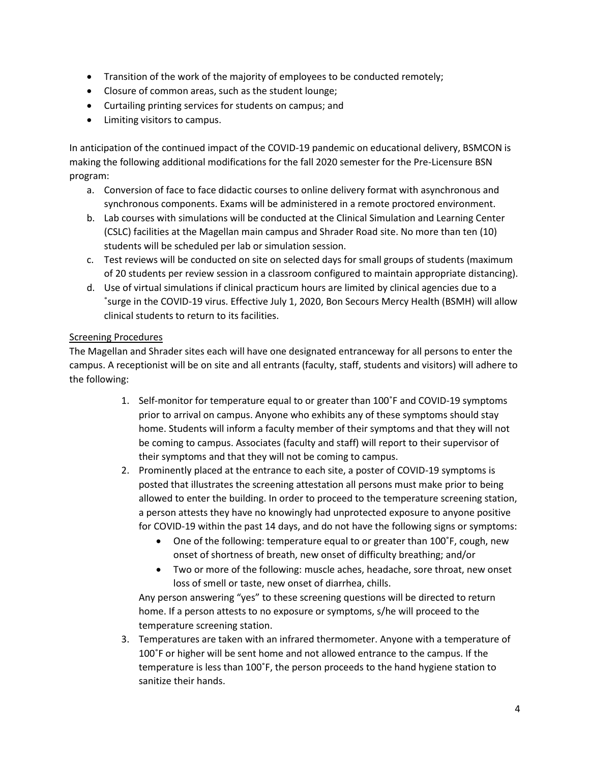- Transition of the work of the majority of employees to be conducted remotely;
- Closure of common areas, such as the student lounge;
- Curtailing printing services for students on campus; and
- Limiting visitors to campus.

In anticipation of the continued impact of the COVID-19 pandemic on educational delivery, BSMCON is making the following additional modifications for the fall 2020 semester for the Pre-Licensure BSN program:

a. Conversion of face to face didactic courses to online delivery format with asynchronous and synchronous components. Exams will be administered in a remote proctored environment.
b. Lab courses with simulations will be conducted at the Clinical Simulation and Learning Center (CSLC) facilities at the Magellan main campus and Shrader Road site. No more than ten (10) students will be scheduled per lab or simulation session.
c. Test reviews will be conducted on site on selected days for small groups of students (maximum of 20 students per review session in a classroom configured to maintain appropriate distancing).
d. Use of virtual simulations if clinical practicum hours are limited by clinical agencies due to a ˚surge in the COVID-19 virus. Effective July 1, 2020, Bon Secours Mercy Health (BSMH) will allow clinical students to return to its facilities.

<u>Screening Procedures</u>

The Magellan and Shrader sites each will have one designated entranceway for all persons to enter the campus. A receptionist will be on site and all entrants (faculty, staff, students and visitors) will adhere to the following:

1. Self-monitor for temperature equal to or greater than 100˚F and COVID-19 symptoms prior to arrival on campus. Anyone who exhibits any of these symptoms should stay home. Students will inform a faculty member of their symptoms and that they will not be coming to campus. Associates (faculty and staff) will report to their supervisor of their symptoms and that they will not be coming to campus.
2. Prominently placed at the entrance to each site, a poster of COVID-19 symptoms is posted that illustrates the screening attestation all persons must make prior to being allowed to enter the building. In order to proceed to the temperature screening station, a person attests they have no knowingly had unprotected exposure to anyone positive for COVID-19 within the past 14 days, and do not have the following signs or symptoms:
   - One of the following: temperature equal to or greater than 100˚F, cough, new onset of shortness of breath, new onset of difficulty breathing; and/or
   - Two or more of the following: muscle aches, headache, sore throat, new onset loss of smell or taste, new onset of diarrhea, chills.

   Any person answering "yes" to these screening questions will be directed to return home. If a person attests to no exposure or symptoms, s/he will proceed to the temperature screening station.
3. Temperatures are taken with an infrared thermometer. Anyone with a temperature of 100˚F or higher will be sent home and not allowed entrance to the campus. If the temperature is less than 100˚F, the person proceeds to the hand hygiene station to sanitize their hands.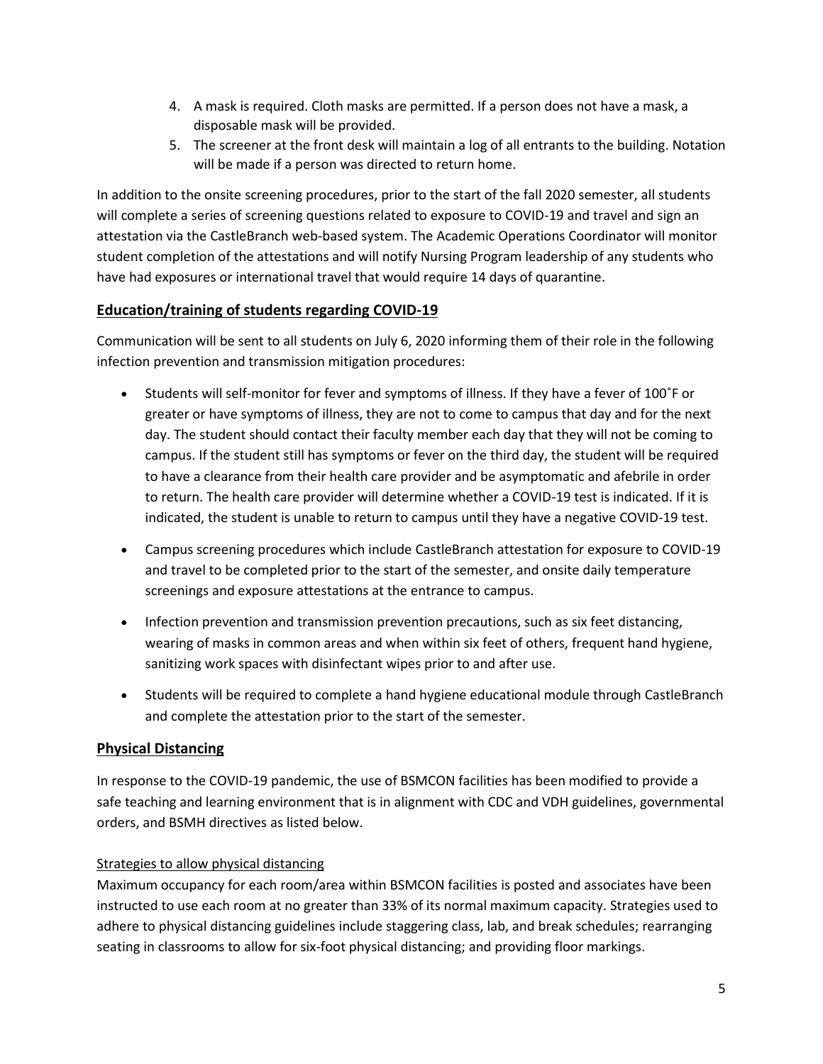4. A mask is required. Cloth masks are permitted. If a person does not have a mask, a disposable mask will be provided.
5. The screener at the front desk will maintain a log of all entrants to the building. Notation will be made if a person was directed to return home.

In addition to the onsite screening procedures, prior to the start of the fall 2020 semester, all students will complete a series of screening questions related to exposure to COVID-19 and travel and sign an attestation via the CastleBranch web-based system. The Academic Operations Coordinator will monitor student completion of the attestations and will notify Nursing Program leadership of any students who have had exposures or international travel that would require 14 days of quarantine.

## Education/training of students regarding COVID-19

Communication will be sent to all students on July 6, 2020 informing them of their role in the following infection prevention and transmission mitigation procedures:

- Students will self-monitor for fever and symptoms of illness. If they have a fever of 100˚F or greater or have symptoms of illness, they are not to come to campus that day and for the next day. The student should contact their faculty member each day that they will not be coming to campus. If the student still has symptoms or fever on the third day, the student will be required to have a clearance from their health care provider and be asymptomatic and afebrile in order to return. The health care provider will determine whether a COVID-19 test is indicated. If it is indicated, the student is unable to return to campus until they have a negative COVID-19 test.
- Campus screening procedures which include CastleBranch attestation for exposure to COVID-19 and travel to be completed prior to the start of the semester, and onsite daily temperature screenings and exposure attestations at the entrance to campus.
- Infection prevention and transmission prevention precautions, such as six feet distancing, wearing of masks in common areas and when within six feet of others, frequent hand hygiene, sanitizing work spaces with disinfectant wipes prior to and after use.
- Students will be required to complete a hand hygiene educational module through CastleBranch and complete the attestation prior to the start of the semester.

## Physical Distancing

In response to the COVID-19 pandemic, the use of BSMCON facilities has been modified to provide a safe teaching and learning environment that is in alignment with CDC and VDH guidelines, governmental orders, and BSMH directives as listed below.

### Strategies to allow physical distancing

Maximum occupancy for each room/area within BSMCON facilities is posted and associates have been instructed to use each room at no greater than 33% of its normal maximum capacity. Strategies used to adhere to physical distancing guidelines include staggering class, lab, and break schedules; rearranging seating in classrooms to allow for six-foot physical distancing; and providing floor markings.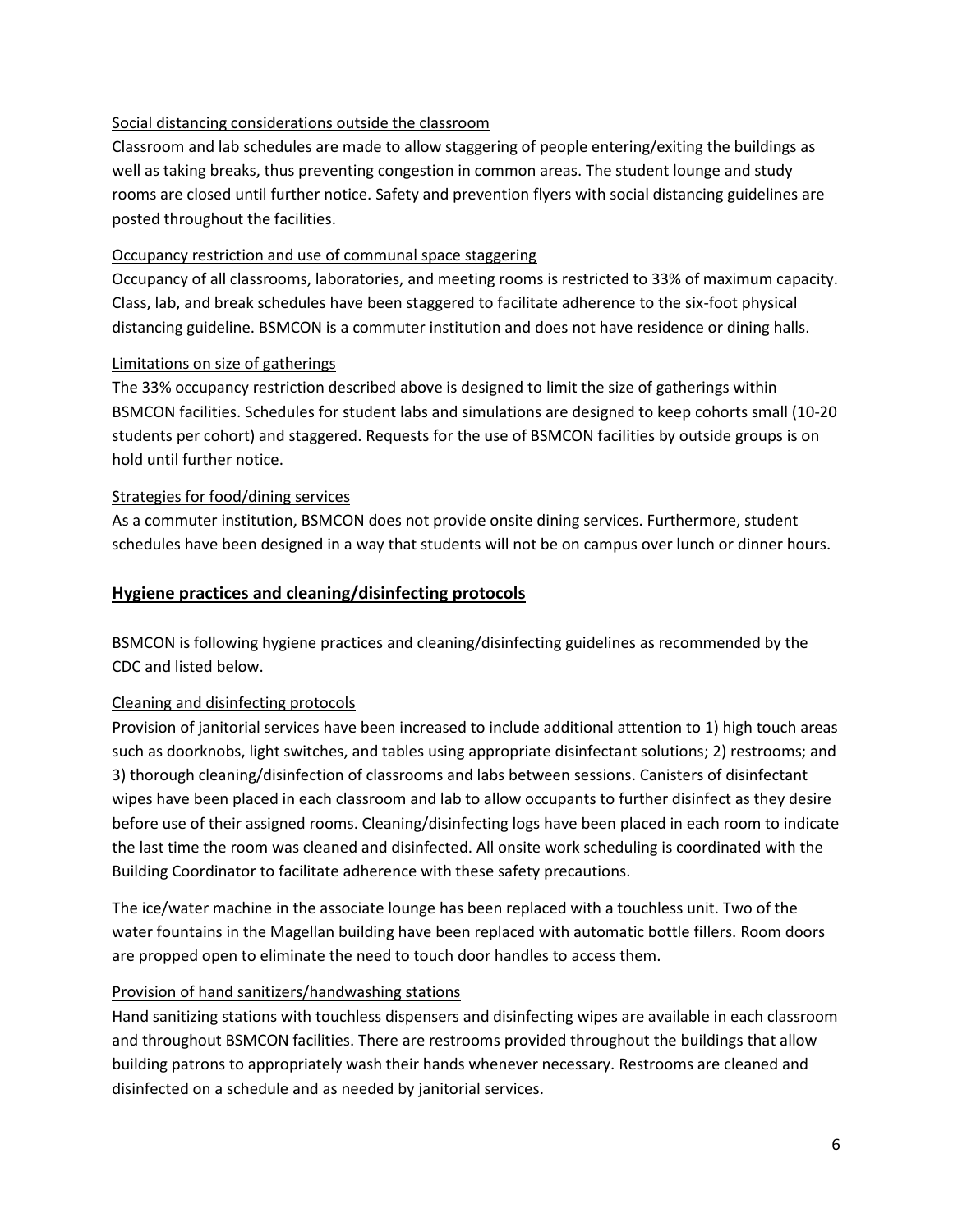### Social distancing considerations outside the classroom

Classroom and lab schedules are made to allow staggering of people entering/exiting the buildings as well as taking breaks, thus preventing congestion in common areas. The student lounge and study rooms are closed until further notice. Safety and prevention flyers with social distancing guidelines are posted throughout the facilities.

### Occupancy restriction and use of communal space staggering

Occupancy of all classrooms, laboratories, and meeting rooms is restricted to 33% of maximum capacity. Class, lab, and break schedules have been staggered to facilitate adherence to the six-foot physical distancing guideline. BSMCON is a commuter institution and does not have residence or dining halls.

### Limitations on size of gatherings

The 33% occupancy restriction described above is designed to limit the size of gatherings within BSMCON facilities. Schedules for student labs and simulations are designed to keep cohorts small (10-20 students per cohort) and staggered. Requests for the use of BSMCON facilities by outside groups is on hold until further notice.

### Strategies for food/dining services

As a commuter institution, BSMCON does not provide onsite dining services. Furthermore, student schedules have been designed in a way that students will not be on campus over lunch or dinner hours.

## Hygiene practices and cleaning/disinfecting protocols

BSMCON is following hygiene practices and cleaning/disinfecting guidelines as recommended by the CDC and listed below.

### Cleaning and disinfecting protocols

Provision of janitorial services have been increased to include additional attention to 1) high touch areas such as doorknobs, light switches, and tables using appropriate disinfectant solutions; 2) restrooms; and 3) thorough cleaning/disinfection of classrooms and labs between sessions. Canisters of disinfectant wipes have been placed in each classroom and lab to allow occupants to further disinfect as they desire before use of their assigned rooms. Cleaning/disinfecting logs have been placed in each room to indicate the last time the room was cleaned and disinfected. All onsite work scheduling is coordinated with the Building Coordinator to facilitate adherence with these safety precautions.

The ice/water machine in the associate lounge has been replaced with a touchless unit. Two of the water fountains in the Magellan building have been replaced with automatic bottle fillers. Room doors are propped open to eliminate the need to touch door handles to access them.

### Provision of hand sanitizers/handwashing stations

Hand sanitizing stations with touchless dispensers and disinfecting wipes are available in each classroom and throughout BSMCON facilities. There are restrooms provided throughout the buildings that allow building patrons to appropriately wash their hands whenever necessary. Restrooms are cleaned and disinfected on a schedule and as needed by janitorial services.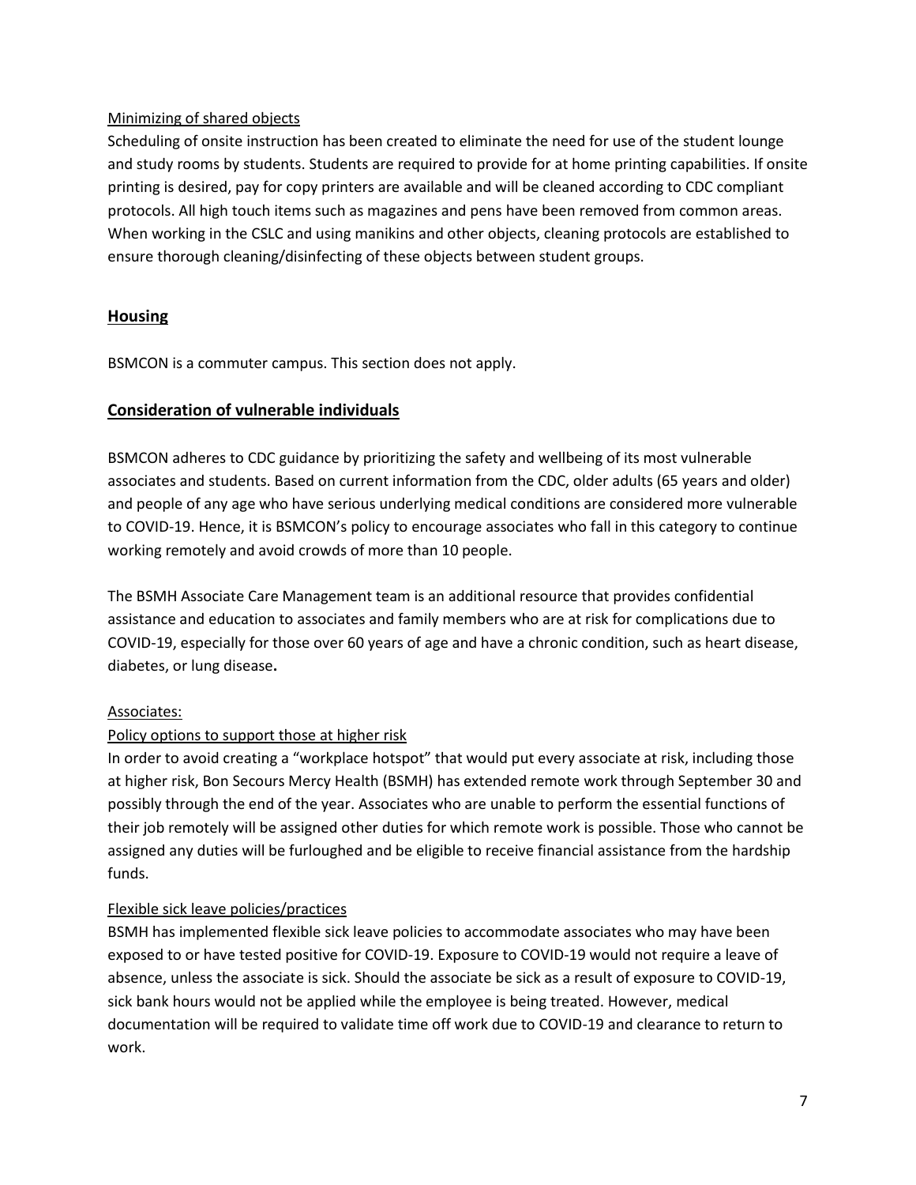Minimizing of shared objects

Scheduling of onsite instruction has been created to eliminate the need for use of the student lounge and study rooms by students. Students are required to provide for at home printing capabilities. If onsite printing is desired, pay for copy printers are available and will be cleaned according to CDC compliant protocols. All high touch items such as magazines and pens have been removed from common areas. When working in the CSLC and using manikins and other objects, cleaning protocols are established to ensure thorough cleaning/disinfecting of these objects between student groups.

## Housing

BSMCON is a commuter campus. This section does not apply.

## Consideration of vulnerable individuals

BSMCON adheres to CDC guidance by prioritizing the safety and wellbeing of its most vulnerable associates and students. Based on current information from the CDC, older adults (65 years and older) and people of any age who have serious underlying medical conditions are considered more vulnerable to COVID-19. Hence, it is BSMCON's policy to encourage associates who fall in this category to continue working remotely and avoid crowds of more than 10 people.

The BSMH Associate Care Management team is an additional resource that provides confidential assistance and education to associates and family members who are at risk for complications due to COVID-19, especially for those over 60 years of age and have a chronic condition, such as heart disease, diabetes, or lung disease**.**

Associates:

Policy options to support those at higher risk

In order to avoid creating a "workplace hotspot" that would put every associate at risk, including those at higher risk, Bon Secours Mercy Health (BSMH) has extended remote work through September 30 and possibly through the end of the year. Associates who are unable to perform the essential functions of their job remotely will be assigned other duties for which remote work is possible. Those who cannot be assigned any duties will be furloughed and be eligible to receive financial assistance from the hardship funds.

Flexible sick leave policies/practices

BSMH has implemented flexible sick leave policies to accommodate associates who may have been exposed to or have tested positive for COVID-19. Exposure to COVID-19 would not require a leave of absence, unless the associate is sick. Should the associate be sick as a result of exposure to COVID-19, sick bank hours would not be applied while the employee is being treated. However, medical documentation will be required to validate time off work due to COVID-19 and clearance to return to work.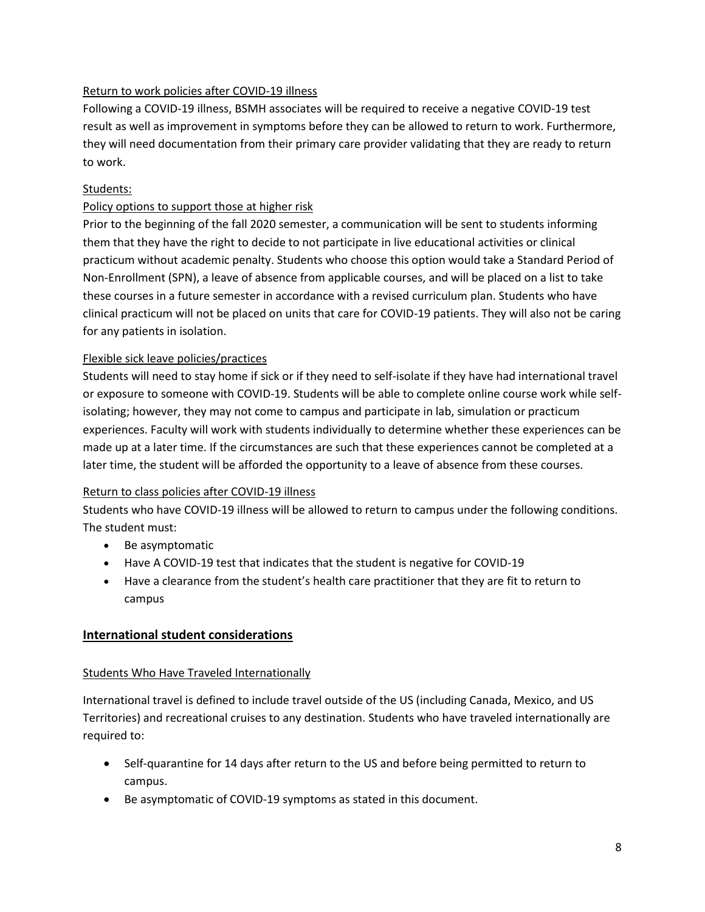Return to work policies after COVID-19 illness

Following a COVID-19 illness, BSMH associates will be required to receive a negative COVID-19 test result as well as improvement in symptoms before they can be allowed to return to work. Furthermore, they will need documentation from their primary care provider validating that they are ready to return to work.

Students:

Policy options to support those at higher risk

Prior to the beginning of the fall 2020 semester, a communication will be sent to students informing them that they have the right to decide to not participate in live educational activities or clinical practicum without academic penalty. Students who choose this option would take a Standard Period of Non-Enrollment (SPN), a leave of absence from applicable courses, and will be placed on a list to take these courses in a future semester in accordance with a revised curriculum plan. Students who have clinical practicum will not be placed on units that care for COVID-19 patients. They will also not be caring for any patients in isolation.

Flexible sick leave policies/practices

Students will need to stay home if sick or if they need to self-isolate if they have had international travel or exposure to someone with COVID-19. Students will be able to complete online course work while self-isolating; however, they may not come to campus and participate in lab, simulation or practicum experiences. Faculty will work with students individually to determine whether these experiences can be made up at a later time. If the circumstances are such that these experiences cannot be completed at a later time, the student will be afforded the opportunity to a leave of absence from these courses.

Return to class policies after COVID-19 illness

Students who have COVID-19 illness will be allowed to return to campus under the following conditions. The student must:

- Be asymptomatic
- Have A COVID-19 test that indicates that the student is negative for COVID-19
- Have a clearance from the student's health care practitioner that they are fit to return to campus

## International student considerations

Students Who Have Traveled Internationally

International travel is defined to include travel outside of the US (including Canada, Mexico, and US Territories) and recreational cruises to any destination. Students who have traveled internationally are required to:

- Self-quarantine for 14 days after return to the US and before being permitted to return to campus.
- Be asymptomatic of COVID-19 symptoms as stated in this document.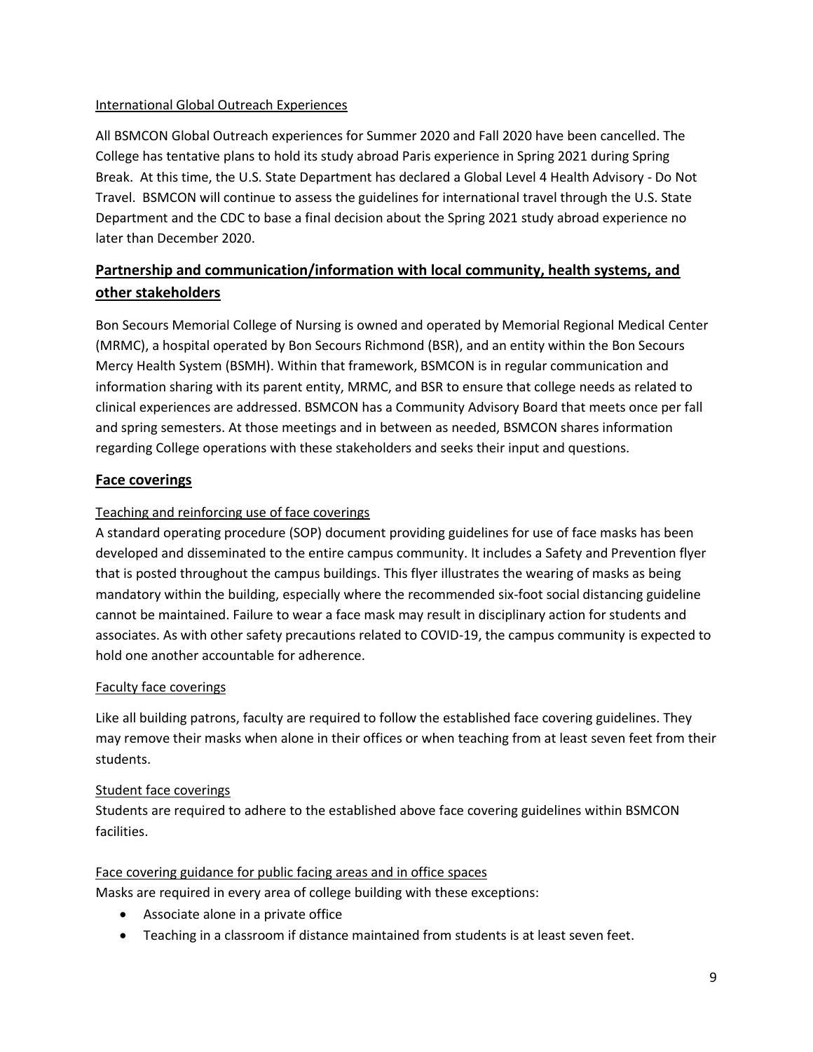International Global Outreach Experiences

All BSMCON Global Outreach experiences for Summer 2020 and Fall 2020 have been cancelled. The College has tentative plans to hold its study abroad Paris experience in Spring 2021 during Spring Break. At this time, the U.S. State Department has declared a Global Level 4 Health Advisory - Do Not Travel. BSMCON will continue to assess the guidelines for international travel through the U.S. State Department and the CDC to base a final decision about the Spring 2021 study abroad experience no later than December 2020.

## Partnership and communication/information with local community, health systems, and other stakeholders

Bon Secours Memorial College of Nursing is owned and operated by Memorial Regional Medical Center (MRMC), a hospital operated by Bon Secours Richmond (BSR), and an entity within the Bon Secours Mercy Health System (BSMH). Within that framework, BSMCON is in regular communication and information sharing with its parent entity, MRMC, and BSR to ensure that college needs as related to clinical experiences are addressed. BSMCON has a Community Advisory Board that meets once per fall and spring semesters. At those meetings and in between as needed, BSMCON shares information regarding College operations with these stakeholders and seeks their input and questions.

## Face coverings

Teaching and reinforcing use of face coverings

A standard operating procedure (SOP) document providing guidelines for use of face masks has been developed and disseminated to the entire campus community. It includes a Safety and Prevention flyer that is posted throughout the campus buildings. This flyer illustrates the wearing of masks as being mandatory within the building, especially where the recommended six-foot social distancing guideline cannot be maintained. Failure to wear a face mask may result in disciplinary action for students and associates. As with other safety precautions related to COVID-19, the campus community is expected to hold one another accountable for adherence.

Faculty face coverings

Like all building patrons, faculty are required to follow the established face covering guidelines. They may remove their masks when alone in their offices or when teaching from at least seven feet from their students.

Student face coverings

Students are required to adhere to the established above face covering guidelines within BSMCON facilities.

Face covering guidance for public facing areas and in office spaces

Masks are required in every area of college building with these exceptions:

- Associate alone in a private office
- Teaching in a classroom if distance maintained from students is at least seven feet.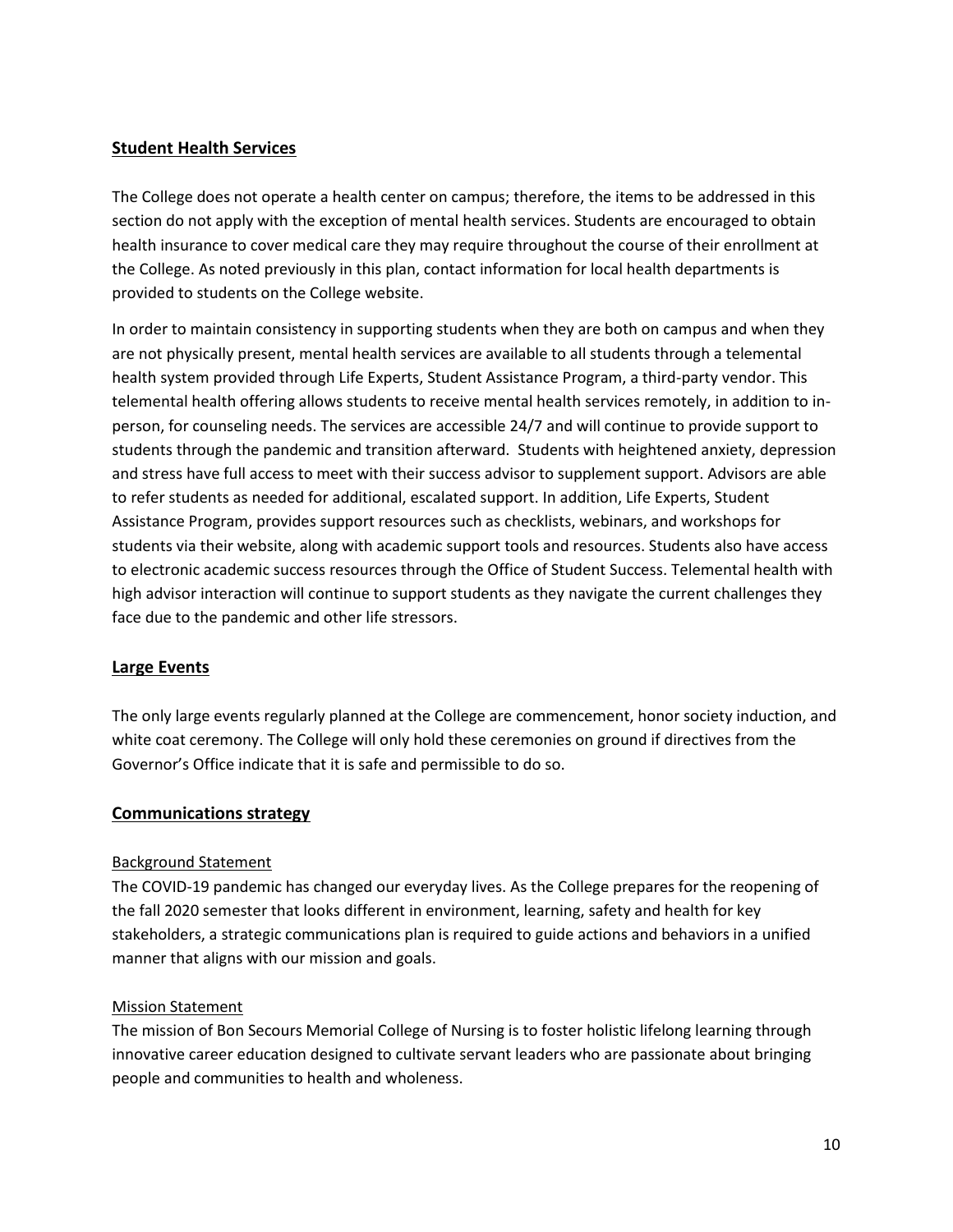## Student Health Services

The College does not operate a health center on campus; therefore, the items to be addressed in this section do not apply with the exception of mental health services. Students are encouraged to obtain health insurance to cover medical care they may require throughout the course of their enrollment at the College. As noted previously in this plan, contact information for local health departments is provided to students on the College website.

In order to maintain consistency in supporting students when they are both on campus and when they are not physically present, mental health services are available to all students through a telemental health system provided through Life Experts, Student Assistance Program, a third-party vendor. This telemental health offering allows students to receive mental health services remotely, in addition to in-person, for counseling needs. The services are accessible 24/7 and will continue to provide support to students through the pandemic and transition afterward. Students with heightened anxiety, depression and stress have full access to meet with their success advisor to supplement support. Advisors are able to refer students as needed for additional, escalated support. In addition, Life Experts, Student Assistance Program, provides support resources such as checklists, webinars, and workshops for students via their website, along with academic support tools and resources. Students also have access to electronic academic success resources through the Office of Student Success. Telemental health with high advisor interaction will continue to support students as they navigate the current challenges they face due to the pandemic and other life stressors.

## Large Events

The only large events regularly planned at the College are commencement, honor society induction, and white coat ceremony. The College will only hold these ceremonies on ground if directives from the Governor's Office indicate that it is safe and permissible to do so.

## Communications strategy

### Background Statement

The COVID-19 pandemic has changed our everyday lives. As the College prepares for the reopening of the fall 2020 semester that looks different in environment, learning, safety and health for key stakeholders, a strategic communications plan is required to guide actions and behaviors in a unified manner that aligns with our mission and goals.

### Mission Statement

The mission of Bon Secours Memorial College of Nursing is to foster holistic lifelong learning through innovative career education designed to cultivate servant leaders who are passionate about bringing people and communities to health and wholeness.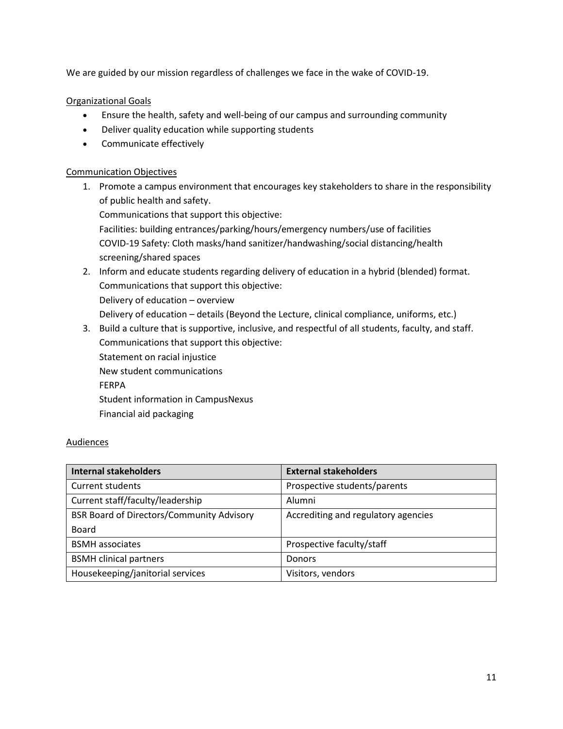We are guided by our mission regardless of challenges we face in the wake of COVID-19.

## Organizational Goals

- Ensure the health, safety and well-being of our campus and surrounding community
- Deliver quality education while supporting students
- Communicate effectively

## Communication Objectives

1. Promote a campus environment that encourages key stakeholders to share in the responsibility of public health and safety.
   Communications that support this objective:
   Facilities: building entrances/parking/hours/emergency numbers/use of facilities
   COVID-19 Safety: Cloth masks/hand sanitizer/handwashing/social distancing/health screening/shared spaces
2. Inform and educate students regarding delivery of education in a hybrid (blended) format.
   Communications that support this objective:
   Delivery of education – overview
   Delivery of education – details (Beyond the Lecture, clinical compliance, uniforms, etc.)
3. Build a culture that is supportive, inclusive, and respectful of all students, faculty, and staff.
   Communications that support this objective:
   Statement on racial injustice
   New student communications
   FERPA
   Student information in CampusNexus
   Financial aid packaging

## Audiences

| Internal stakeholders | External stakeholders |
|---|---|
| Current students | Prospective students/parents |
| Current staff/faculty/leadership | Alumni |
| BSR Board of Directors/Community Advisory Board | Accrediting and regulatory agencies |
| BSMH associates | Prospective faculty/staff |
| BSMH clinical partners | Donors |
| Housekeeping/janitorial services | Visitors, vendors |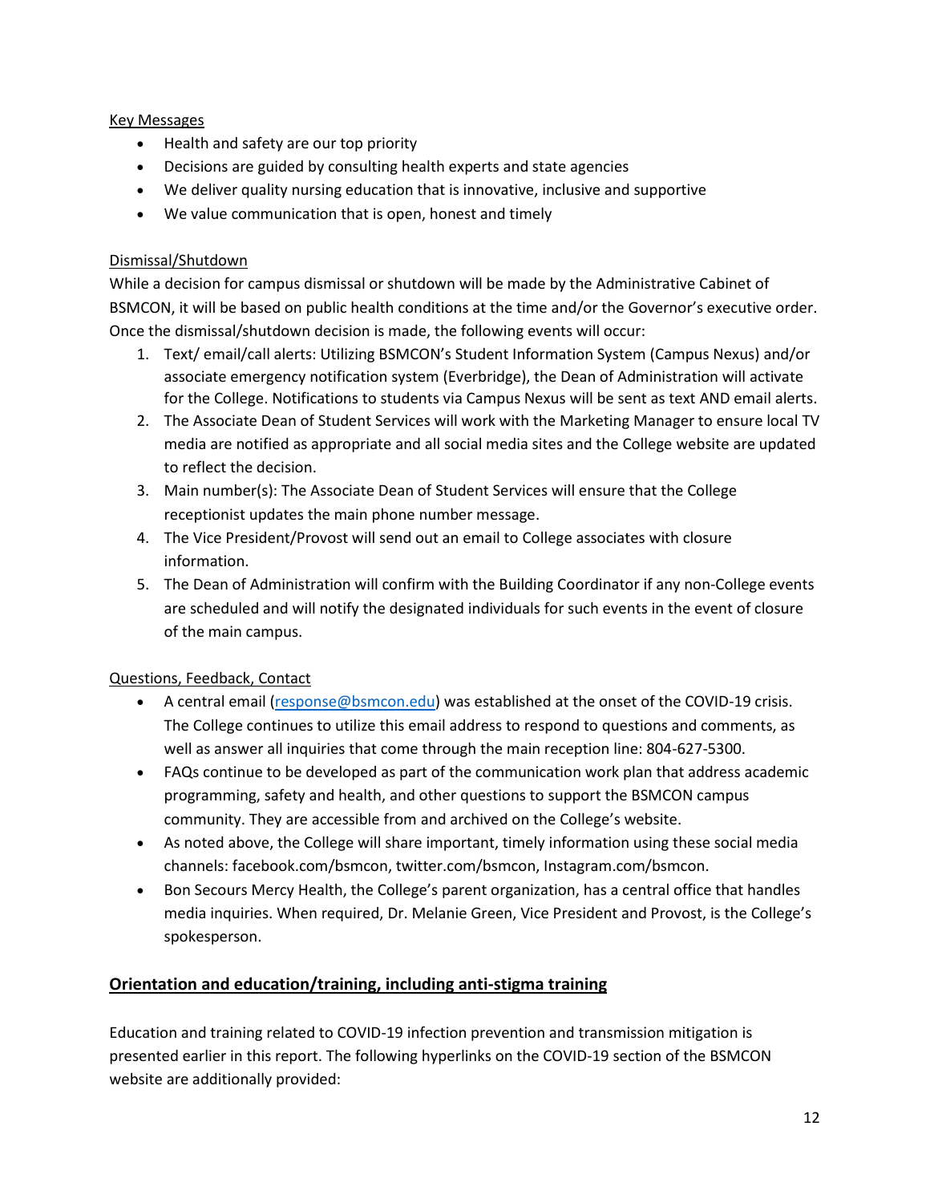Key Messages

- Health and safety are our top priority
- Decisions are guided by consulting health experts and state agencies
- We deliver quality nursing education that is innovative, inclusive and supportive
- We value communication that is open, honest and timely

Dismissal/Shutdown

While a decision for campus dismissal or shutdown will be made by the Administrative Cabinet of BSMCON, it will be based on public health conditions at the time and/or the Governor's executive order. Once the dismissal/shutdown decision is made, the following events will occur:

1. Text/ email/call alerts: Utilizing BSMCON's Student Information System (Campus Nexus) and/or associate emergency notification system (Everbridge), the Dean of Administration will activate for the College. Notifications to students via Campus Nexus will be sent as text AND email alerts.
2. The Associate Dean of Student Services will work with the Marketing Manager to ensure local TV media are notified as appropriate and all social media sites and the College website are updated to reflect the decision.
3. Main number(s): The Associate Dean of Student Services will ensure that the College receptionist updates the main phone number message.
4. The Vice President/Provost will send out an email to College associates with closure information.
5. The Dean of Administration will confirm with the Building Coordinator if any non-College events are scheduled and will notify the designated individuals for such events in the event of closure of the main campus.

Questions, Feedback, Contact

- A central email (response@bsmcon.edu) was established at the onset of the COVID-19 crisis. The College continues to utilize this email address to respond to questions and comments, as well as answer all inquiries that come through the main reception line: 804-627-5300.
- FAQs continue to be developed as part of the communication work plan that address academic programming, safety and health, and other questions to support the BSMCON campus community. They are accessible from and archived on the College's website.
- As noted above, the College will share important, timely information using these social media channels: facebook.com/bsmcon, twitter.com/bsmcon, Instagram.com/bsmcon.
- Bon Secours Mercy Health, the College's parent organization, has a central office that handles media inquiries. When required, Dr. Melanie Green, Vice President and Provost, is the College's spokesperson.

## Orientation and education/training, including anti-stigma training

Education and training related to COVID-19 infection prevention and transmission mitigation is presented earlier in this report. The following hyperlinks on the COVID-19 section of the BSMCON website are additionally provided: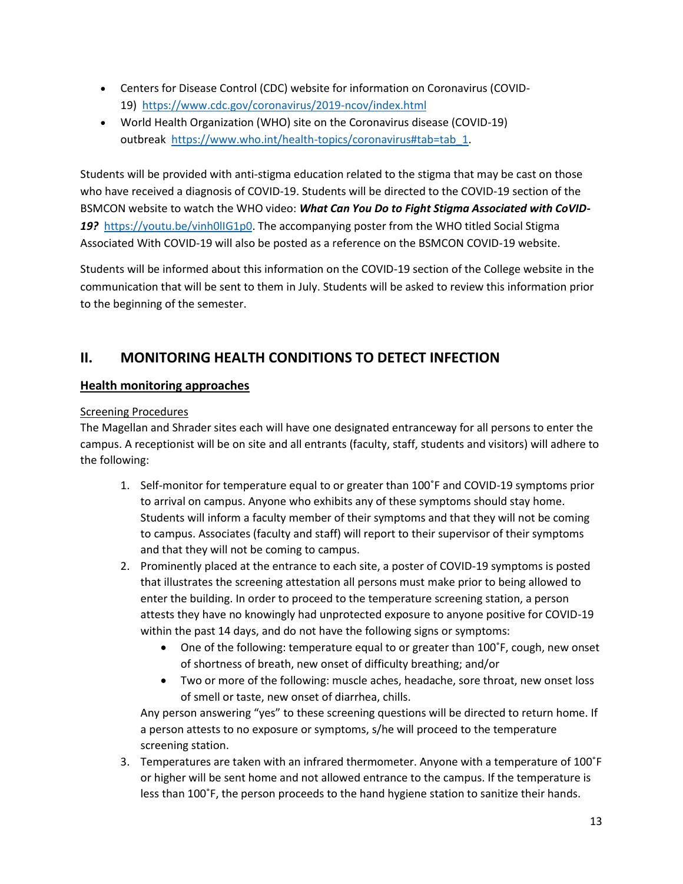- Centers for Disease Control (CDC) website for information on Coronavirus (COVID-19) https://www.cdc.gov/coronavirus/2019-ncov/index.html
- World Health Organization (WHO) site on the Coronavirus disease (COVID-19) outbreak https://www.who.int/health-topics/coronavirus#tab=tab_1.

Students will be provided with anti-stigma education related to the stigma that may be cast on those who have received a diagnosis of COVID-19. Students will be directed to the COVID-19 section of the BSMCON website to watch the WHO video: ***What Can You Do to Fight Stigma Associated with CoVID-19?*** https://youtu.be/vinh0lIG1p0. The accompanying poster from the WHO titled Social Stigma Associated With COVID-19 will also be posted as a reference on the BSMCON COVID-19 website.

Students will be informed about this information on the COVID-19 section of the College website in the communication that will be sent to them in July. Students will be asked to review this information prior to the beginning of the semester.

## II. MONITORING HEALTH CONDITIONS TO DETECT INFECTION

### Health monitoring approaches

Screening Procedures

The Magellan and Shrader sites each will have one designated entranceway for all persons to enter the campus. A receptionist will be on site and all entrants (faculty, staff, students and visitors) will adhere to the following:

1. Self-monitor for temperature equal to or greater than 100˚F and COVID-19 symptoms prior to arrival on campus. Anyone who exhibits any of these symptoms should stay home. Students will inform a faculty member of their symptoms and that they will not be coming to campus. Associates (faculty and staff) will report to their supervisor of their symptoms and that they will not be coming to campus.
2. Prominently placed at the entrance to each site, a poster of COVID-19 symptoms is posted that illustrates the screening attestation all persons must make prior to being allowed to enter the building. In order to proceed to the temperature screening station, a person attests they have no knowingly had unprotected exposure to anyone positive for COVID-19 within the past 14 days, and do not have the following signs or symptoms:
   - One of the following: temperature equal to or greater than 100˚F, cough, new onset of shortness of breath, new onset of difficulty breathing; and/or
   - Two or more of the following: muscle aches, headache, sore throat, new onset loss of smell or taste, new onset of diarrhea, chills.

   Any person answering "yes" to these screening questions will be directed to return home. If a person attests to no exposure or symptoms, s/he will proceed to the temperature screening station.
3. Temperatures are taken with an infrared thermometer. Anyone with a temperature of 100˚F or higher will be sent home and not allowed entrance to the campus. If the temperature is less than 100˚F, the person proceeds to the hand hygiene station to sanitize their hands.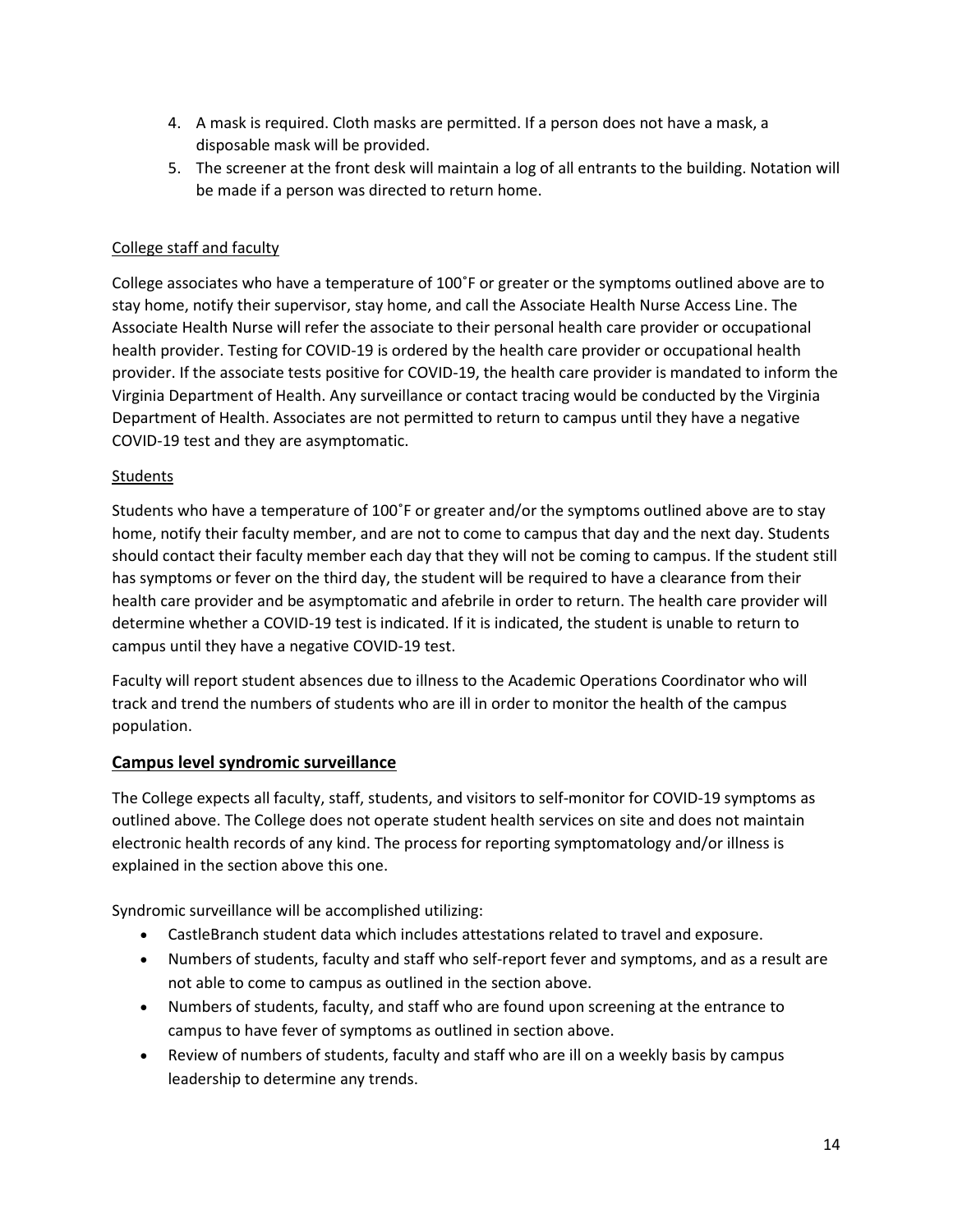4. A mask is required. Cloth masks are permitted. If a person does not have a mask, a disposable mask will be provided.
5. The screener at the front desk will maintain a log of all entrants to the building. Notation will be made if a person was directed to return home.

College staff and faculty

College associates who have a temperature of 100˚F or greater or the symptoms outlined above are to stay home, notify their supervisor, stay home, and call the Associate Health Nurse Access Line. The Associate Health Nurse will refer the associate to their personal health care provider or occupational health provider. Testing for COVID-19 is ordered by the health care provider or occupational health provider. If the associate tests positive for COVID-19, the health care provider is mandated to inform the Virginia Department of Health. Any surveillance or contact tracing would be conducted by the Virginia Department of Health. Associates are not permitted to return to campus until they have a negative COVID-19 test and they are asymptomatic.

Students

Students who have a temperature of 100˚F or greater and/or the symptoms outlined above are to stay home, notify their faculty member, and are not to come to campus that day and the next day. Students should contact their faculty member each day that they will not be coming to campus. If the student still has symptoms or fever on the third day, the student will be required to have a clearance from their health care provider and be asymptomatic and afebrile in order to return. The health care provider will determine whether a COVID-19 test is indicated. If it is indicated, the student is unable to return to campus until they have a negative COVID-19 test.

Faculty will report student absences due to illness to the Academic Operations Coordinator who will track and trend the numbers of students who are ill in order to monitor the health of the campus population.

## Campus level syndromic surveillance

The College expects all faculty, staff, students, and visitors to self-monitor for COVID-19 symptoms as outlined above. The College does not operate student health services on site and does not maintain electronic health records of any kind. The process for reporting symptomatology and/or illness is explained in the section above this one.

Syndromic surveillance will be accomplished utilizing:

- CastleBranch student data which includes attestations related to travel and exposure.
- Numbers of students, faculty and staff who self-report fever and symptoms, and as a result are not able to come to campus as outlined in the section above.
- Numbers of students, faculty, and staff who are found upon screening at the entrance to campus to have fever of symptoms as outlined in section above.
- Review of numbers of students, faculty and staff who are ill on a weekly basis by campus leadership to determine any trends.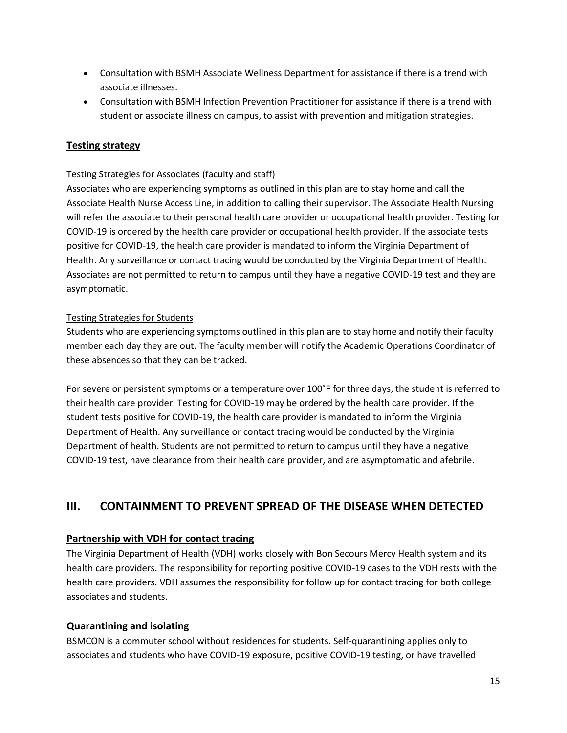- Consultation with BSMH Associate Wellness Department for assistance if there is a trend with associate illnesses.
- Consultation with BSMH Infection Prevention Practitioner for assistance if there is a trend with student or associate illness on campus, to assist with prevention and mitigation strategies.

### Testing strategy

Testing Strategies for Associates (faculty and staff)

Associates who are experiencing symptoms as outlined in this plan are to stay home and call the Associate Health Nurse Access Line, in addition to calling their supervisor. The Associate Health Nursing will refer the associate to their personal health care provider or occupational health provider. Testing for COVID-19 is ordered by the health care provider or occupational health provider. If the associate tests positive for COVID-19, the health care provider is mandated to inform the Virginia Department of Health. Any surveillance or contact tracing would be conducted by the Virginia Department of Health. Associates are not permitted to return to campus until they have a negative COVID-19 test and they are asymptomatic.

Testing Strategies for Students

Students who are experiencing symptoms outlined in this plan are to stay home and notify their faculty member each day they are out. The faculty member will notify the Academic Operations Coordinator of these absences so that they can be tracked.

For severe or persistent symptoms or a temperature over 100˚F for three days, the student is referred to their health care provider. Testing for COVID-19 may be ordered by the health care provider. If the student tests positive for COVID-19, the health care provider is mandated to inform the Virginia Department of Health. Any surveillance or contact tracing would be conducted by the Virginia Department of health. Students are not permitted to return to campus until they have a negative COVID-19 test, have clearance from their health care provider, and are asymptomatic and afebrile.

## III. CONTAINMENT TO PREVENT SPREAD OF THE DISEASE WHEN DETECTED

### Partnership with VDH for contact tracing

The Virginia Department of Health (VDH) works closely with Bon Secours Mercy Health system and its health care providers. The responsibility for reporting positive COVID-19 cases to the VDH rests with the health care providers. VDH assumes the responsibility for follow up for contact tracing for both college associates and students.

### Quarantining and isolating

BSMCON is a commuter school without residences for students. Self-quarantining applies only to associates and students who have COVID-19 exposure, positive COVID-19 testing, or have travelled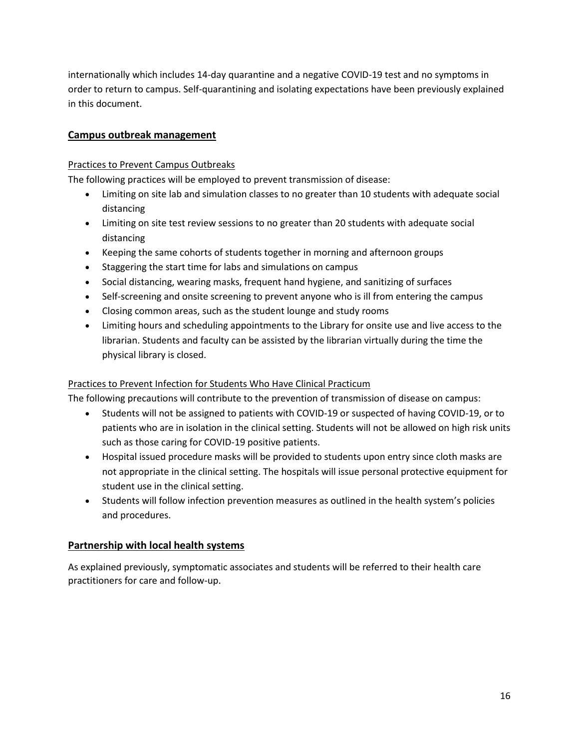internationally which includes 14-day quarantine and a negative COVID-19 test and no symptoms in order to return to campus. Self-quarantining and isolating expectations have been previously explained in this document.

## Campus outbreak management

### Practices to Prevent Campus Outbreaks

The following practices will be employed to prevent transmission of disease:

- Limiting on site lab and simulation classes to no greater than 10 students with adequate social distancing
- Limiting on site test review sessions to no greater than 20 students with adequate social distancing
- Keeping the same cohorts of students together in morning and afternoon groups
- Staggering the start time for labs and simulations on campus
- Social distancing, wearing masks, frequent hand hygiene, and sanitizing of surfaces
- Self-screening and onsite screening to prevent anyone who is ill from entering the campus
- Closing common areas, such as the student lounge and study rooms
- Limiting hours and scheduling appointments to the Library for onsite use and live access to the librarian. Students and faculty can be assisted by the librarian virtually during the time the physical library is closed.

### Practices to Prevent Infection for Students Who Have Clinical Practicum

The following precautions will contribute to the prevention of transmission of disease on campus:

- Students will not be assigned to patients with COVID-19 or suspected of having COVID-19, or to patients who are in isolation in the clinical setting. Students will not be allowed on high risk units such as those caring for COVID-19 positive patients.
- Hospital issued procedure masks will be provided to students upon entry since cloth masks are not appropriate in the clinical setting. The hospitals will issue personal protective equipment for student use in the clinical setting.
- Students will follow infection prevention measures as outlined in the health system's policies and procedures.

## Partnership with local health systems

As explained previously, symptomatic associates and students will be referred to their health care practitioners for care and follow-up.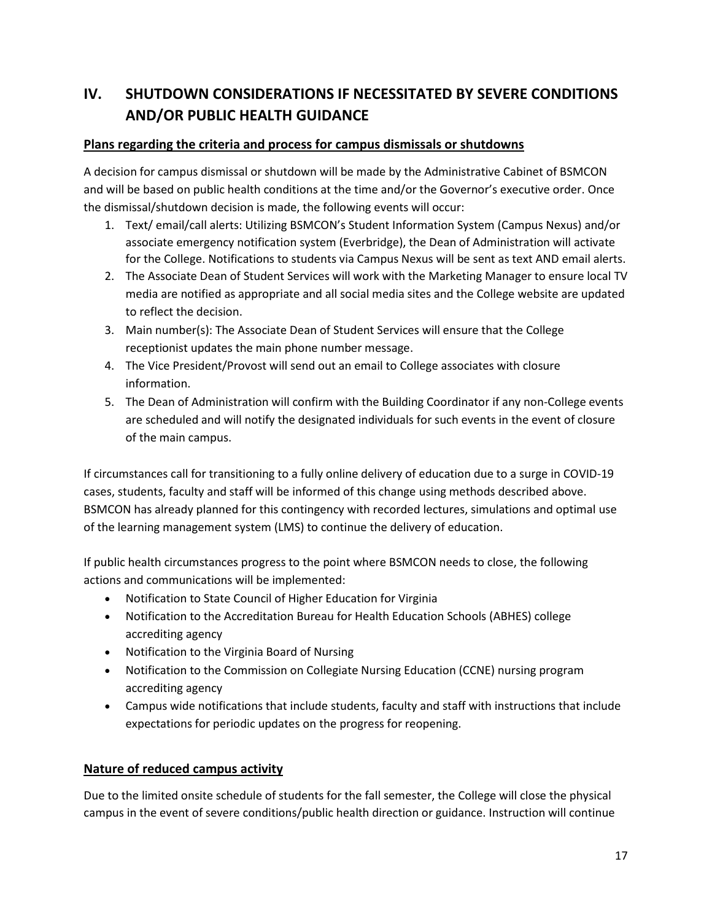## IV. SHUTDOWN CONSIDERATIONS IF NECESSITATED BY SEVERE CONDITIONS AND/OR PUBLIC HEALTH GUIDANCE

### Plans regarding the criteria and process for campus dismissals or shutdowns

A decision for campus dismissal or shutdown will be made by the Administrative Cabinet of BSMCON and will be based on public health conditions at the time and/or the Governor's executive order. Once the dismissal/shutdown decision is made, the following events will occur:

1. Text/ email/call alerts: Utilizing BSMCON's Student Information System (Campus Nexus) and/or associate emergency notification system (Everbridge), the Dean of Administration will activate for the College. Notifications to students via Campus Nexus will be sent as text AND email alerts.
2. The Associate Dean of Student Services will work with the Marketing Manager to ensure local TV media are notified as appropriate and all social media sites and the College website are updated to reflect the decision.
3. Main number(s): The Associate Dean of Student Services will ensure that the College receptionist updates the main phone number message.
4. The Vice President/Provost will send out an email to College associates with closure information.
5. The Dean of Administration will confirm with the Building Coordinator if any non-College events are scheduled and will notify the designated individuals for such events in the event of closure of the main campus.

If circumstances call for transitioning to a fully online delivery of education due to a surge in COVID-19 cases, students, faculty and staff will be informed of this change using methods described above. BSMCON has already planned for this contingency with recorded lectures, simulations and optimal use of the learning management system (LMS) to continue the delivery of education.

If public health circumstances progress to the point where BSMCON needs to close, the following actions and communications will be implemented:

- Notification to State Council of Higher Education for Virginia
- Notification to the Accreditation Bureau for Health Education Schools (ABHES) college accrediting agency
- Notification to the Virginia Board of Nursing
- Notification to the Commission on Collegiate Nursing Education (CCNE) nursing program accrediting agency
- Campus wide notifications that include students, faculty and staff with instructions that include expectations for periodic updates on the progress for reopening.

### Nature of reduced campus activity

Due to the limited onsite schedule of students for the fall semester, the College will close the physical campus in the event of severe conditions/public health direction or guidance. Instruction will continue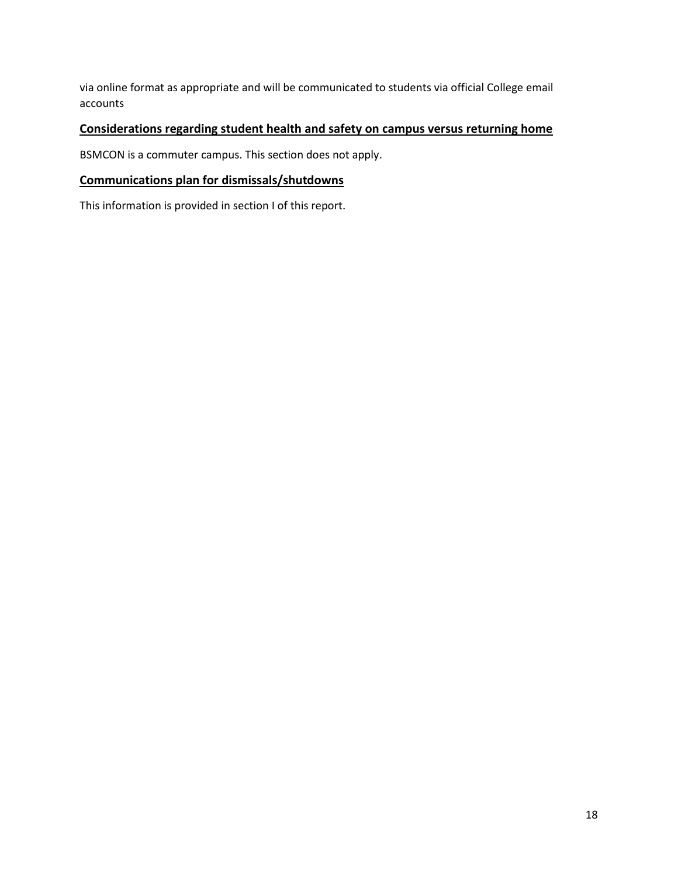via online format as appropriate and will be communicated to students via official College email accounts

## Considerations regarding student health and safety on campus versus returning home

BSMCON is a commuter campus. This section does not apply.

## Communications plan for dismissals/shutdowns

This information is provided in section I of this report.